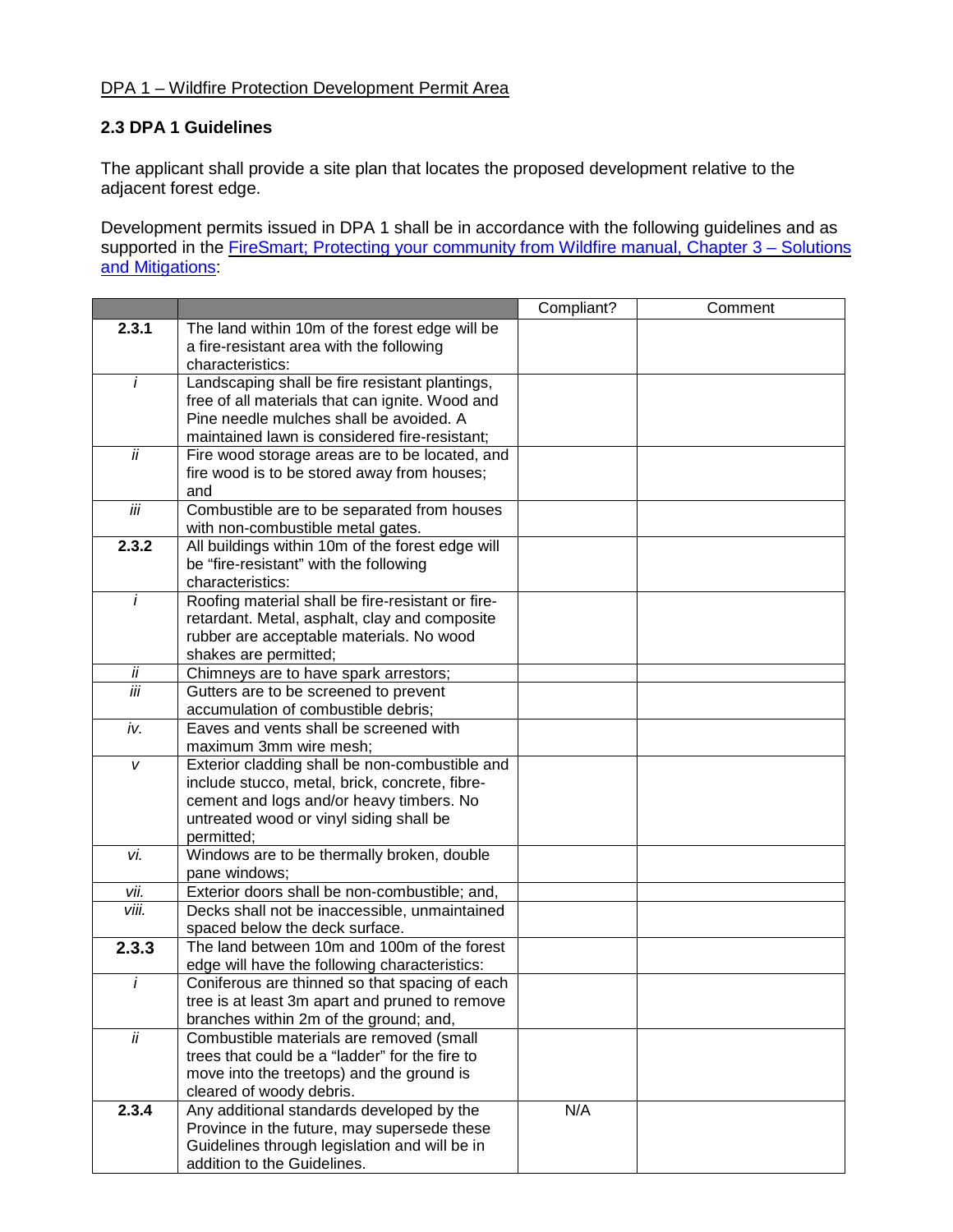DPA 1 – Wildfire Protection Development Permit Area

### 2.3 DPA 1 Guidelines

The applicant shall provide a site plan that locates the proposed development relative to the adjacent forest edge.

Development permits issued in DPA 1 shall be in accordance with the following guidelines and as supported in the FireSmart; Protecting your community from Wildfire manual, Chapter 3 – Solutions and Mitigations:

| | | Compliant? | Comment |
|---|---|---|---|
| **2.3.1** | The land within 10m of the forest edge will be a fire-resistant area with the following characteristics: | | |
| *i* | Landscaping shall be fire resistant plantings, free of all materials that can ignite. Wood and Pine needle mulches shall be avoided. A maintained lawn is considered fire-resistant; | | |
| *ii* | Fire wood storage areas are to be located, and fire wood is to be stored away from houses; and | | |
| *iii* | Combustible are to be separated from houses with non-combustible metal gates. | | |
| **2.3.2** | All buildings within 10m of the forest edge will be "fire-resistant" with the following characteristics: | | |
| *i* | Roofing material shall be fire-resistant or fire-retardant. Metal, asphalt, clay and composite rubber are acceptable materials. No wood shakes are permitted; | | |
| *ii* | Chimneys are to have spark arrestors; | | |
| *iii* | Gutters are to be screened to prevent accumulation of combustible debris; | | |
| *iv.* | Eaves and vents shall be screened with maximum 3mm wire mesh; | | |
| *v* | Exterior cladding shall be non-combustible and include stucco, metal, brick, concrete, fibre-cement and logs and/or heavy timbers. No untreated wood or vinyl siding shall be permitted; | | |
| *vi.* | Windows are to be thermally broken, double pane windows; | | |
| *vii.* | Exterior doors shall be non-combustible; and, | | |
| *viii.* | Decks shall not be inaccessible, unmaintained spaced below the deck surface. | | |
| **2.3.3** | The land between 10m and 100m of the forest edge will have the following characteristics: | | |
| *i* | Coniferous are thinned so that spacing of each tree is at least 3m apart and pruned to remove branches within 2m of the ground; and, | | |
| *ii* | Combustible materials are removed (small trees that could be a "ladder" for the fire to move into the treetops) and the ground is cleared of woody debris. | | |
| **2.3.4** | Any additional standards developed by the Province in the future, may supersede these Guidelines through legislation and will be in addition to the Guidelines. | N/A | |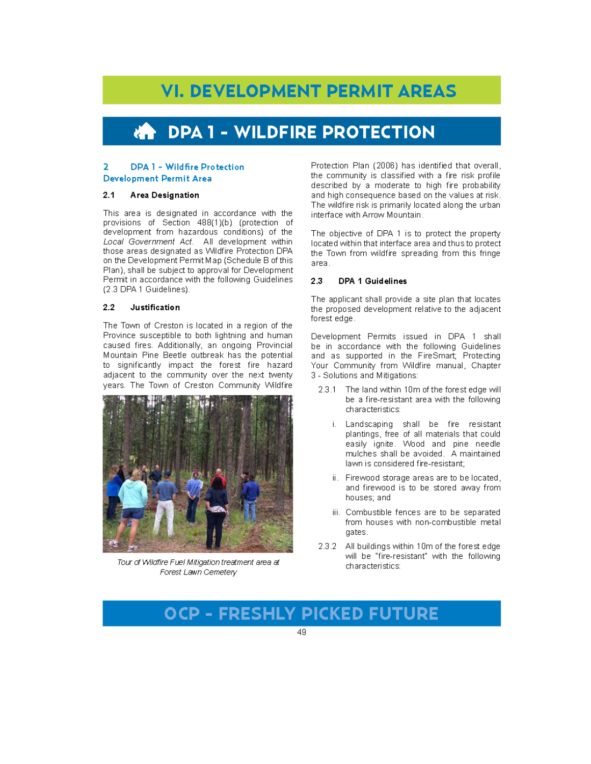# VI. DEVELOPMENT PERMIT AREAS

## DPA 1 - WILDFIRE PROTECTION

### 2 DPA 1 – Wildfire Protection Development Permit Area

#### 2.1 Area Designation

This area is designated in accordance with the provisions of Section 488(1)(b) (protection of development from hazardous conditions) of the *Local Government Act*. All development within those areas designated as Wildfire Protection DPA on the Development Permit Map (Schedule B of this Plan), shall be subject to approval for Development Permit in accordance with the following Guidelines (2.3 DPA 1 Guidelines).

#### 2.2 Justification

The Town of Creston is located in a region of the Province susceptible to both lightning and human caused fires. Additionally, an ongoing Provincial Mountain Pine Beetle outbreak has the potential to significantly impact the forest fire hazard adjacent to the community over the next twenty years. The Town of Creston Community Wildfire Protection Plan (2006) has identified that overall, the community is classified with a fire risk profile described by a moderate to high fire probability and high consequence based on the values at risk. The wildfire risk is primarily located along the urban interface with Arrow Mountain.

*Tour of Wildfire Fuel Mitigation treatment area at Forest Lawn Cemetery*

The objective of DPA 1 is to protect the property located within that interface area and thus to protect the Town from wildfire spreading from this fringe area.

#### 2.3 DPA 1 Guidelines

The applicant shall provide a site plan that locates the proposed development relative to the adjacent forest edge.

Development Permits issued in DPA 1 shall be in accordance with the following Guidelines and as supported in the FireSmart; Protecting Your Community from Wildfire manual, Chapter 3 - Solutions and Mitigations:

2.3.1 The land within 10m of the forest edge will be a fire-resistant area with the following characteristics:

- i. Landscaping shall be fire resistant plantings, free of all materials that could easily ignite. Wood and pine needle mulches shall be avoided. A maintained lawn is considered fire-resistant;
- ii. Firewood storage areas are to be located, and firewood is to be stored away from houses; and
- iii. Combustible fences are to be separated from houses with non-combustible metal gates.

2.3.2 All buildings within 10m of the forest edge will be "fire-resistant" with the following characteristics:

OCP - FRESHLY PICKED FUTURE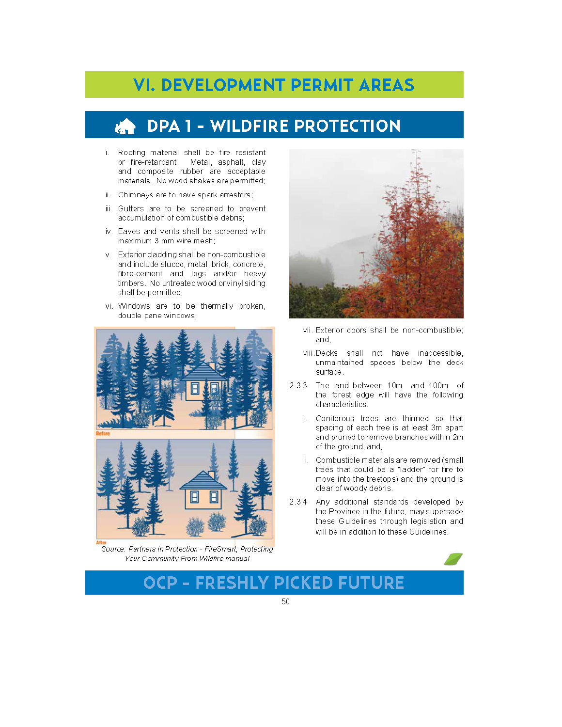# VI. DEVELOPMENT PERMIT AREAS

## DPA 1 - WILDFIRE PROTECTION

i. Roofing material shall be fire resistant or fire-retardant. Metal, asphalt, clay and composite rubber are acceptable materials. No wood shakes are permitted;

ii. Chimneys are to have spark arrestors;

iii. Gutters are to be screened to prevent accumulation of combustible debris;

iv. Eaves and vents shall be screened with maximum 3 mm wire mesh;

v. Exterior cladding shall be non-combustible and include stucco, metal, brick, concrete, fibre-cement and logs and/or heavy timbers. No untreated wood or vinyl siding shall be permitted;

vi. Windows are to be thermally broken, double pane windows;

Before

After

Source: *Partners in Protection - FireSmart; Protecting Your Community From Wildfire manual*

vii. Exterior doors shall be non-combustible; and,

viii. Decks shall not have inaccessible, unmaintained spaces below the deck surface.

2.3.3 The land between 10m and 100m of the forest edge will have the following characteristics:

i. Coniferous trees are thinned so that spacing of each tree is at least 3m apart and pruned to remove branches within 2m of the ground; and,

ii. Combustible materials are removed (small trees that could be a "ladder" for fire to move into the treetops) and the ground is clear of woody debris.

2.3.4 Any additional standards developed by the Province in the future, may supersede these Guidelines through legislation and will be in addition to these Guidelines.